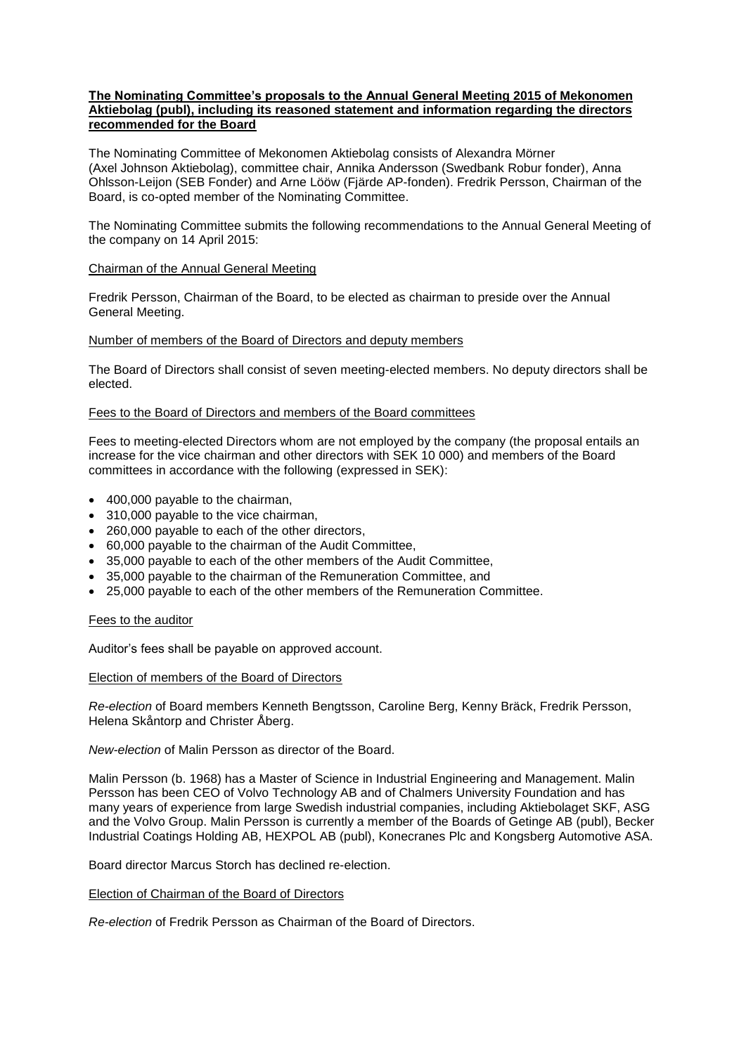**The Nominating Committee's proposals to the Annual General Meeting 2015 of Mekonomen Aktiebolag (publ), including its reasoned statement and information regarding the directors recommended for the Board**

The Nominating Committee of Mekonomen Aktiebolag consists of Alexandra Mörner (Axel Johnson Aktiebolag), committee chair, Annika Andersson (Swedbank Robur fonder), Anna Ohlsson-Leijon (SEB Fonder) and Arne Lööw (Fjärde AP-fonden). Fredrik Persson, Chairman of the Board, is co-opted member of the Nominating Committee.

The Nominating Committee submits the following recommendations to the Annual General Meeting of the company on 14 April 2015:

Chairman of the Annual General Meeting

Fredrik Persson, Chairman of the Board, to be elected as chairman to preside over the Annual General Meeting.

Number of members of the Board of Directors and deputy members

The Board of Directors shall consist of seven meeting-elected members. No deputy directors shall be elected.

Fees to the Board of Directors and members of the Board committees

Fees to meeting-elected Directors whom are not employed by the company (the proposal entails an increase for the vice chairman and other directors with SEK 10 000) and members of the Board committees in accordance with the following (expressed in SEK):

- 400,000 payable to the chairman,
- 310,000 payable to the vice chairman,
- 260,000 payable to each of the other directors,
- 60,000 payable to the chairman of the Audit Committee,
- 35,000 payable to each of the other members of the Audit Committee,
- 35,000 payable to the chairman of the Remuneration Committee, and
- 25,000 payable to each of the other members of the Remuneration Committee.

Fees to the auditor

Auditor's fees shall be payable on approved account.

Election of members of the Board of Directors

*Re-election* of Board members Kenneth Bengtsson, Caroline Berg, Kenny Bräck, Fredrik Persson, Helena Skåntorp and Christer Åberg.

*New-election* of Malin Persson as director of the Board.

Malin Persson (b. 1968) has a Master of Science in Industrial Engineering and Management. Malin Persson has been CEO of Volvo Technology AB and of Chalmers University Foundation and has many years of experience from large Swedish industrial companies, including Aktiebolaget SKF, ASG and the Volvo Group. Malin Persson is currently a member of the Boards of Getinge AB (publ), Becker Industrial Coatings Holding AB, HEXPOL AB (publ), Konecranes Plc and Kongsberg Automotive ASA.

Board director Marcus Storch has declined re-election.

Election of Chairman of the Board of Directors

*Re-election* of Fredrik Persson as Chairman of the Board of Directors.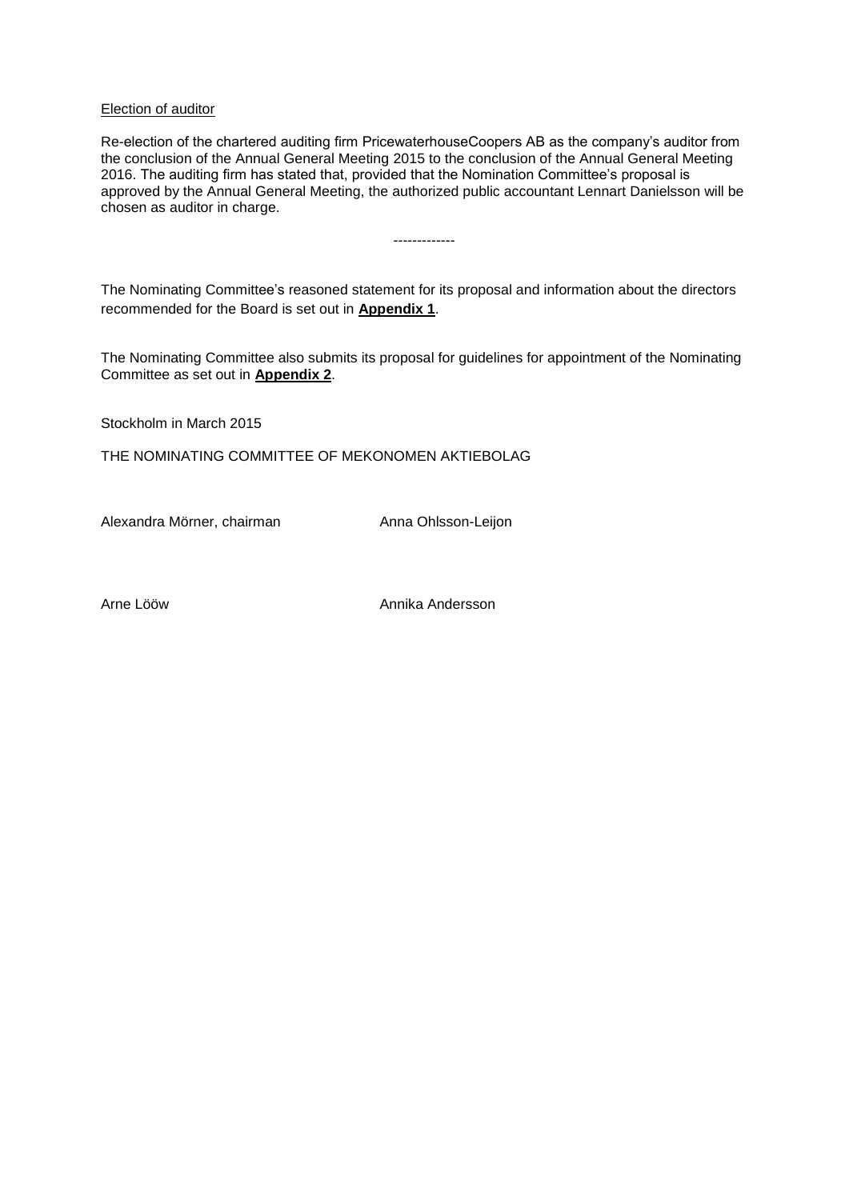Election of auditor

Re-election of the chartered auditing firm PricewaterhouseCoopers AB as the company's auditor from the conclusion of the Annual General Meeting 2015 to the conclusion of the Annual General Meeting 2016. The auditing firm has stated that, provided that the Nomination Committee's proposal is approved by the Annual General Meeting, the authorized public accountant Lennart Danielsson will be chosen as auditor in charge.

-------------

The Nominating Committee's reasoned statement for its proposal and information about the directors recommended for the Board is set out in **Appendix 1**.

The Nominating Committee also submits its proposal for guidelines for appointment of the Nominating Committee as set out in **Appendix 2**.

Stockholm in March 2015

THE NOMINATING COMMITTEE OF MEKONOMEN AKTIEBOLAG

Alexandra Mörner, chairman

Anna Ohlsson-Leijon

Arne Lööw

Annika Andersson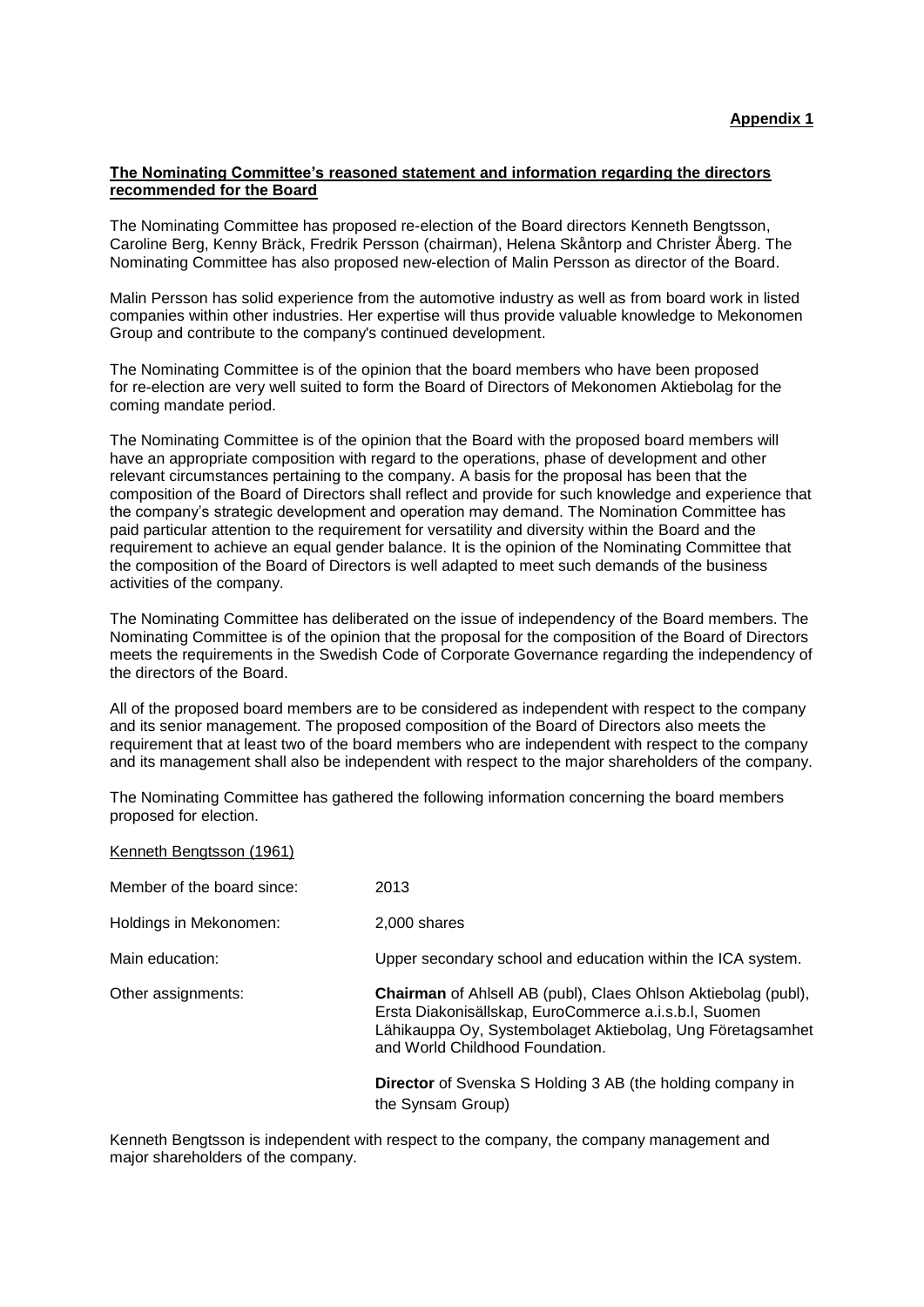**Appendix 1**

**The Nominating Committee's reasoned statement and information regarding the directors recommended for the Board**

The Nominating Committee has proposed re-election of the Board directors Kenneth Bengtsson, Caroline Berg, Kenny Bräck, Fredrik Persson (chairman), Helena Skåntorp and Christer Åberg. The Nominating Committee has also proposed new-election of Malin Persson as director of the Board.

Malin Persson has solid experience from the automotive industry as well as from board work in listed companies within other industries. Her expertise will thus provide valuable knowledge to Mekonomen Group and contribute to the company's continued development.

The Nominating Committee is of the opinion that the board members who have been proposed for re-election are very well suited to form the Board of Directors of Mekonomen Aktiebolag for the coming mandate period.

The Nominating Committee is of the opinion that the Board with the proposed board members will have an appropriate composition with regard to the operations, phase of development and other relevant circumstances pertaining to the company. A basis for the proposal has been that the composition of the Board of Directors shall reflect and provide for such knowledge and experience that the company's strategic development and operation may demand. The Nomination Committee has paid particular attention to the requirement for versatility and diversity within the Board and the requirement to achieve an equal gender balance. It is the opinion of the Nominating Committee that the composition of the Board of Directors is well adapted to meet such demands of the business activities of the company.

The Nominating Committee has deliberated on the issue of independency of the Board members. The Nominating Committee is of the opinion that the proposal for the composition of the Board of Directors meets the requirements in the Swedish Code of Corporate Governance regarding the independency of the directors of the Board.

All of the proposed board members are to be considered as independent with respect to the company and its senior management. The proposed composition of the Board of Directors also meets the requirement that at least two of the board members who are independent with respect to the company and its management shall also be independent with respect to the major shareholders of the company.

The Nominating Committee has gathered the following information concerning the board members proposed for election.

Kenneth Bengtsson (1961)

| | |
|---|---|
| Member of the board since: | 2013 |
| Holdings in Mekonomen: | 2,000 shares |
| Main education: | Upper secondary school and education within the ICA system. |
| Other assignments: | **Chairman** of Ahlsell AB (publ), Claes Ohlson Aktiebolag (publ), Ersta Diakonisällskap, EuroCommerce a.i.s.b.l, Suomen Lähikauppa Oy, Systembolaget Aktiebolag, Ung Företagsamhet and World Childhood Foundation. |
| | **Director** of Svenska S Holding 3 AB (the holding company in the Synsam Group) |

Kenneth Bengtsson is independent with respect to the company, the company management and major shareholders of the company.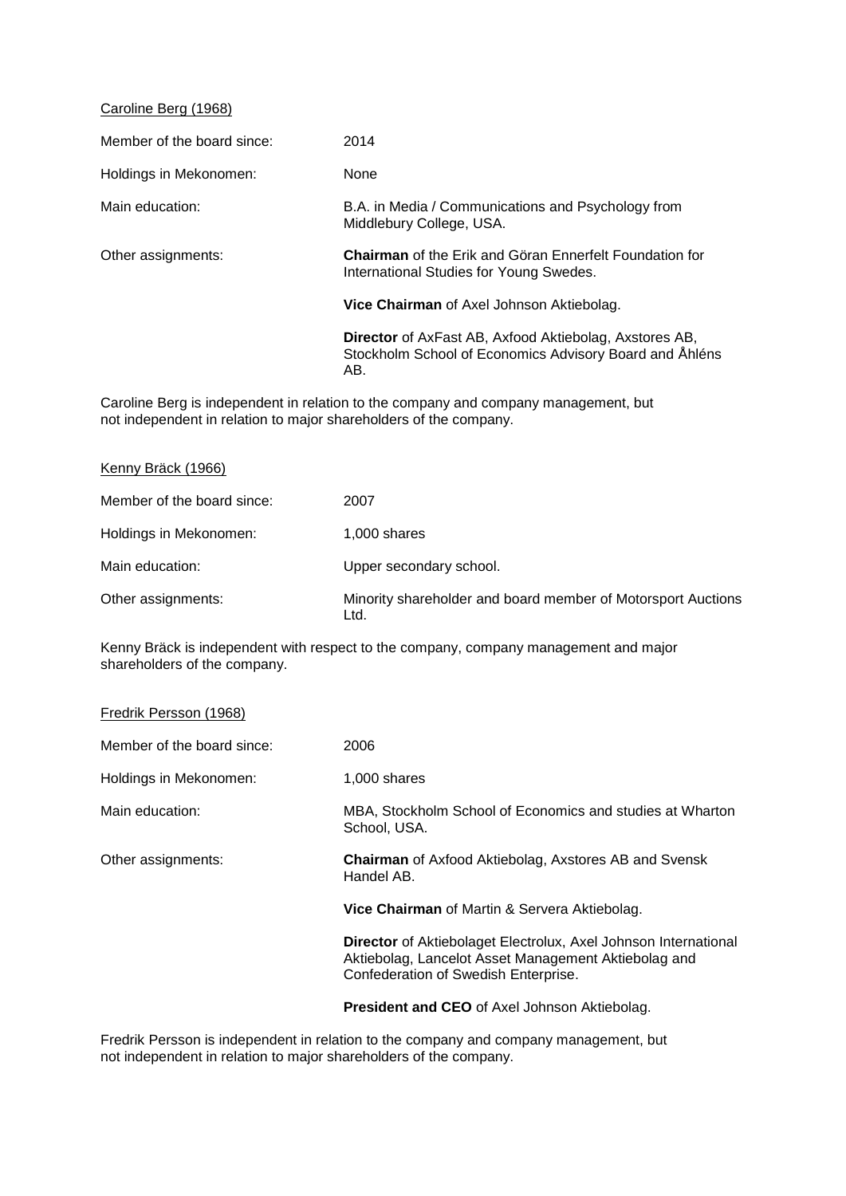<u>Caroline Berg (1968)</u>

| | |
|---|---|
| Member of the board since: | 2014 |
| Holdings in Mekonomen: | None |
| Main education: | B.A. in Media / Communications and Psychology from Middlebury College, USA. |
| Other assignments: | **Chairman** of the Erik and Göran Ennerfelt Foundation for International Studies for Young Swedes. |
| | **Vice Chairman** of Axel Johnson Aktiebolag. |
| | **Director** of AxFast AB, Axfood Aktiebolag, Axstores AB, Stockholm School of Economics Advisory Board and Åhléns AB. |

Caroline Berg is independent in relation to the company and company management, but not independent in relation to major shareholders of the company.

<u>Kenny Bräck (1966)</u>

| | |
|---|---|
| Member of the board since: | 2007 |
| Holdings in Mekonomen: | 1,000 shares |
| Main education: | Upper secondary school. |
| Other assignments: | Minority shareholder and board member of Motorsport Auctions Ltd. |

Kenny Bräck is independent with respect to the company, company management and major shareholders of the company.

<u>Fredrik Persson (1968)</u>

| | |
|---|---|
| Member of the board since: | 2006 |
| Holdings in Mekonomen: | 1,000 shares |
| Main education: | MBA, Stockholm School of Economics and studies at Wharton School, USA. |
| Other assignments: | **Chairman** of Axfood Aktiebolag, Axstores AB and Svensk Handel AB. |
| | **Vice Chairman** of Martin & Servera Aktiebolag. |
| | **Director** of Aktiebolaget Electrolux, Axel Johnson International Aktiebolag, Lancelot Asset Management Aktiebolag and Confederation of Swedish Enterprise. |
| | **President and CEO** of Axel Johnson Aktiebolag. |

Fredrik Persson is independent in relation to the company and company management, but not independent in relation to major shareholders of the company.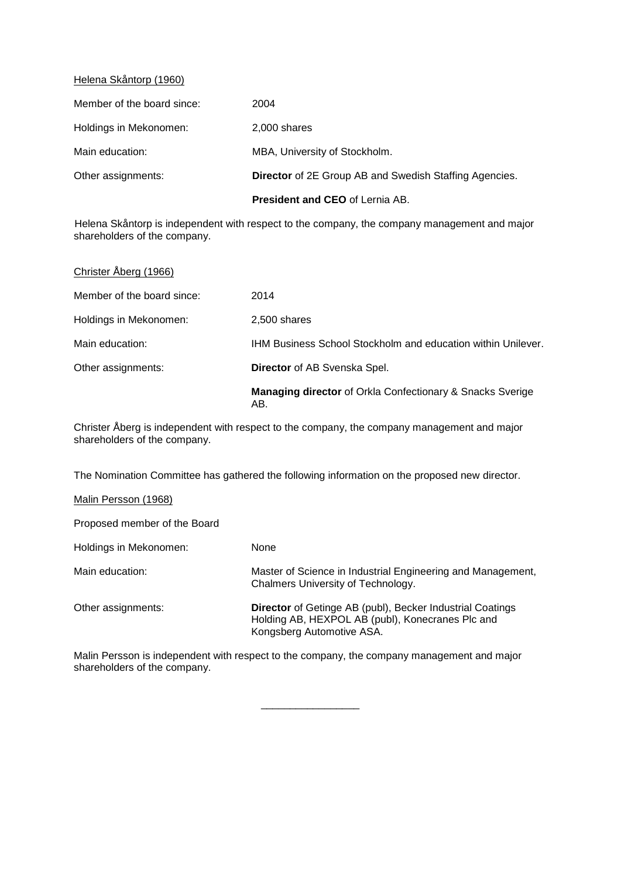Helena Skåntorp (1960)

| | |
|---|---|
| Member of the board since: | 2004 |
| Holdings in Mekonomen: | 2,000 shares |
| Main education: | MBA, University of Stockholm. |
| Other assignments: | **Director** of 2E Group AB and Swedish Staffing Agencies. |
| | **President and CEO** of Lernia AB. |

Helena Skåntorp is independent with respect to the company, the company management and major shareholders of the company.

Christer Åberg (1966)

| | |
|---|---|
| Member of the board since: | 2014 |
| Holdings in Mekonomen: | 2,500 shares |
| Main education: | IHM Business School Stockholm and education within Unilever. |
| Other assignments: | **Director** of AB Svenska Spel. |
| | **Managing director** of Orkla Confectionary & Snacks Sverige AB. |

Christer Åberg is independent with respect to the company, the company management and major shareholders of the company.

The Nomination Committee has gathered the following information on the proposed new director.

Malin Persson (1968)

Proposed member of the Board

| | |
|---|---|
| Holdings in Mekonomen: | None |
| Main education: | Master of Science in Industrial Engineering and Management, Chalmers University of Technology. |
| Other assignments: | **Director** of Getinge AB (publ), Becker Industrial Coatings Holding AB, HEXPOL AB (publ), Konecranes Plc and Kongsberg Automotive ASA. |

Malin Persson is independent with respect to the company, the company management and major shareholders of the company.

\_\_\_\_\_\_\_\_\_\_\_\_\_\_\_\_\_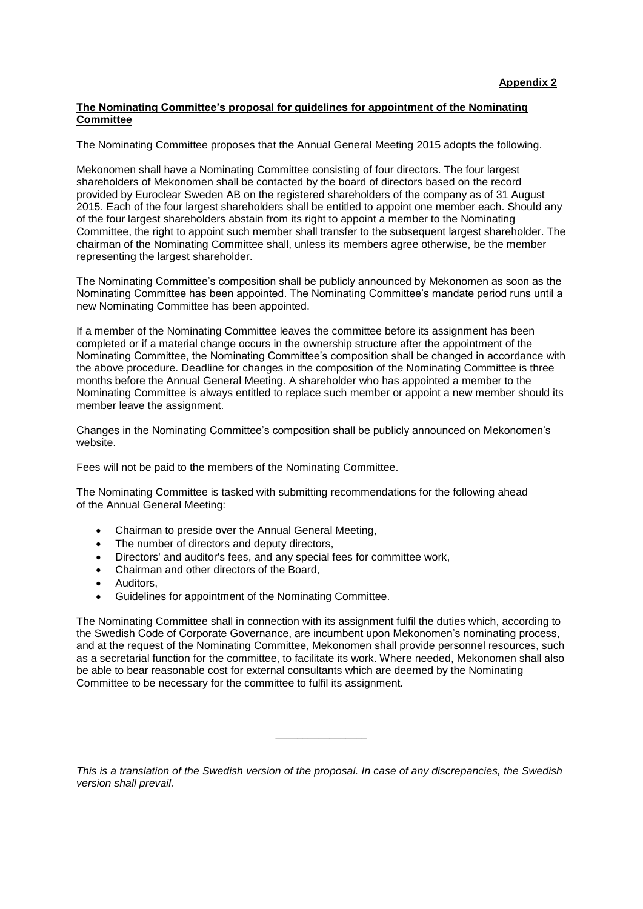**Appendix 2**

**The Nominating Committee's proposal for guidelines for appointment of the Nominating Committee**

The Nominating Committee proposes that the Annual General Meeting 2015 adopts the following.

Mekonomen shall have a Nominating Committee consisting of four directors. The four largest shareholders of Mekonomen shall be contacted by the board of directors based on the record provided by Euroclear Sweden AB on the registered shareholders of the company as of 31 August 2015. Each of the four largest shareholders shall be entitled to appoint one member each. Should any of the four largest shareholders abstain from its right to appoint a member to the Nominating Committee, the right to appoint such member shall transfer to the subsequent largest shareholder. The chairman of the Nominating Committee shall, unless its members agree otherwise, be the member representing the largest shareholder.

The Nominating Committee's composition shall be publicly announced by Mekonomen as soon as the Nominating Committee has been appointed. The Nominating Committee's mandate period runs until a new Nominating Committee has been appointed.

If a member of the Nominating Committee leaves the committee before its assignment has been completed or if a material change occurs in the ownership structure after the appointment of the Nominating Committee, the Nominating Committee's composition shall be changed in accordance with the above procedure. Deadline for changes in the composition of the Nominating Committee is three months before the Annual General Meeting. A shareholder who has appointed a member to the Nominating Committee is always entitled to replace such member or appoint a new member should its member leave the assignment.

Changes in the Nominating Committee's composition shall be publicly announced on Mekonomen's website.

Fees will not be paid to the members of the Nominating Committee.

The Nominating Committee is tasked with submitting recommendations for the following ahead of the Annual General Meeting:

- Chairman to preside over the Annual General Meeting,
- The number of directors and deputy directors,
- Directors' and auditor's fees, and any special fees for committee work,
- Chairman and other directors of the Board,
- Auditors,
- Guidelines for appointment of the Nominating Committee.

The Nominating Committee shall in connection with its assignment fulfil the duties which, according to the Swedish Code of Corporate Governance, are incumbent upon Mekonomen's nominating process, and at the request of the Nominating Committee, Mekonomen shall provide personnel resources, such as a secretarial function for the committee, to facilitate its work. Where needed, Mekonomen shall also be able to bear reasonable cost for external consultants which are deemed by the Nominating Committee to be necessary for the committee to fulfil its assignment.

\_\_\_\_\_\_\_\_\_\_\_\_\_\_\_

*This is a translation of the Swedish version of the proposal. In case of any discrepancies, the Swedish version shall prevail.*